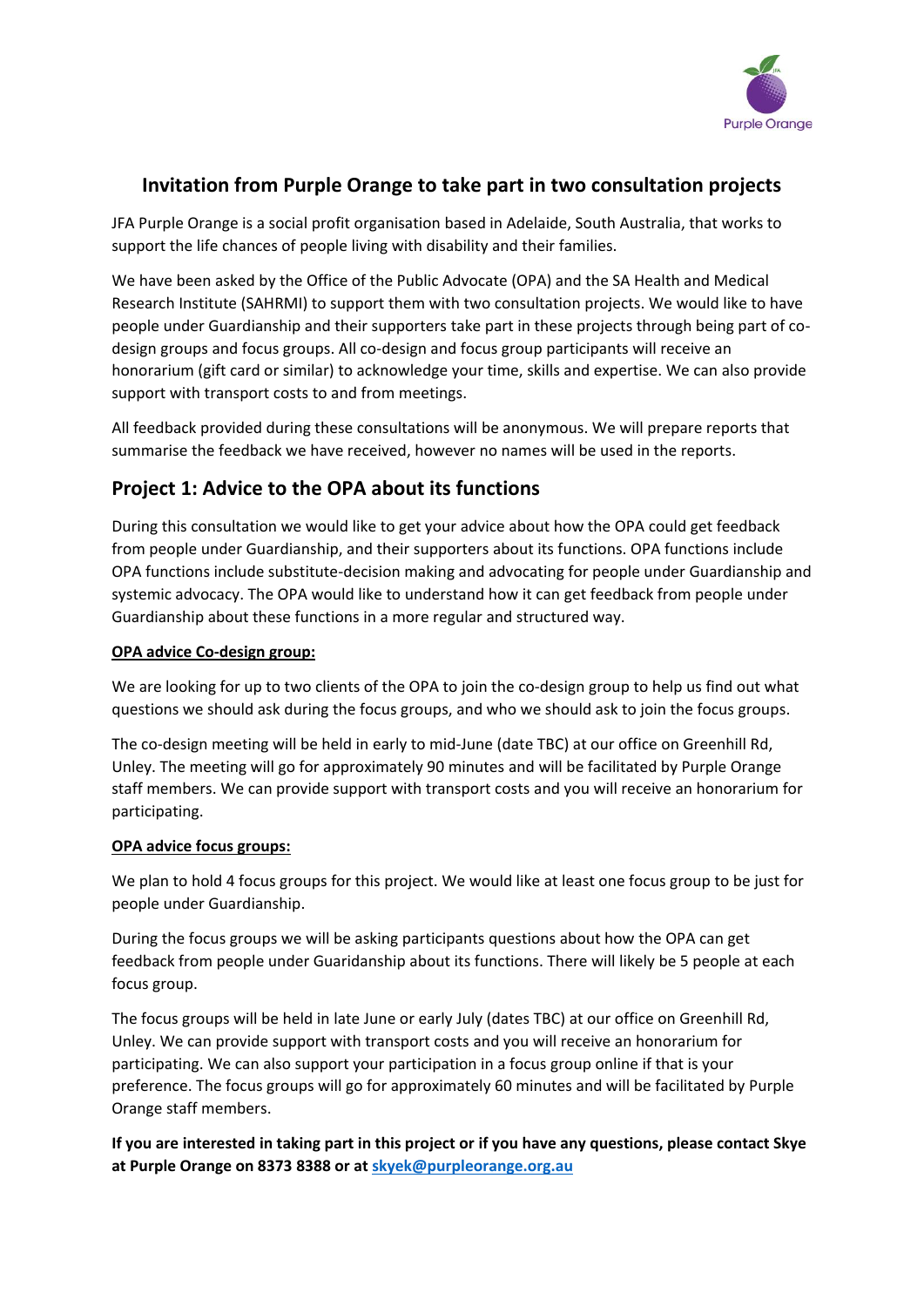## Invitation from Purple Orange to take part in two consultation projects

JFA Purple Orange is a social profit organisation based in Adelaide, South Australia, that works to support the life chances of people living with disability and their families.

We have been asked by the Office of the Public Advocate (OPA) and the SA Health and Medical Research Institute (SAHRMI) to support them with two consultation projects. We would like to have people under Guardianship and their supporters take part in these projects through being part of co-design groups and focus groups. All co-design and focus group participants will receive an honorarium (gift card or similar) to acknowledge your time, skills and expertise. We can also provide support with transport costs to and from meetings.

All feedback provided during these consultations will be anonymous. We will prepare reports that summarise the feedback we have received, however no names will be used in the reports.

## Project 1: Advice to the OPA about its functions

During this consultation we would like to get your advice about how the OPA could get feedback from people under Guardianship, and their supporters about its functions. OPA functions include OPA functions include substitute-decision making and advocating for people under Guardianship and systemic advocacy. The OPA would like to understand how it can get feedback from people under Guardianship about these functions in a more regular and structured way.

**OPA advice Co-design group:**

We are looking for up to two clients of the OPA to join the co-design group to help us find out what questions we should ask during the focus groups, and who we should ask to join the focus groups.

The co-design meeting will be held in early to mid-June (date TBC) at our office on Greenhill Rd, Unley. The meeting will go for approximately 90 minutes and will be facilitated by Purple Orange staff members. We can provide support with transport costs and you will receive an honorarium for participating.

**OPA advice focus groups:**

We plan to hold 4 focus groups for this project. We would like at least one focus group to be just for people under Guardianship.

During the focus groups we will be asking participants questions about how the OPA can get feedback from people under Guaridanship about its functions. There will likely be 5 people at each focus group.

The focus groups will be held in late June or early July (dates TBC) at our office on Greenhill Rd, Unley. We can provide support with transport costs and you will receive an honorarium for participating. We can also support your participation in a focus group online if that is your preference. The focus groups will go for approximately 60 minutes and will be facilitated by Purple Orange staff members.

**If you are interested in taking part in this project or if you have any questions, please contact Skye at Purple Orange on 8373 8388 or at skyek@purpleorange.org.au**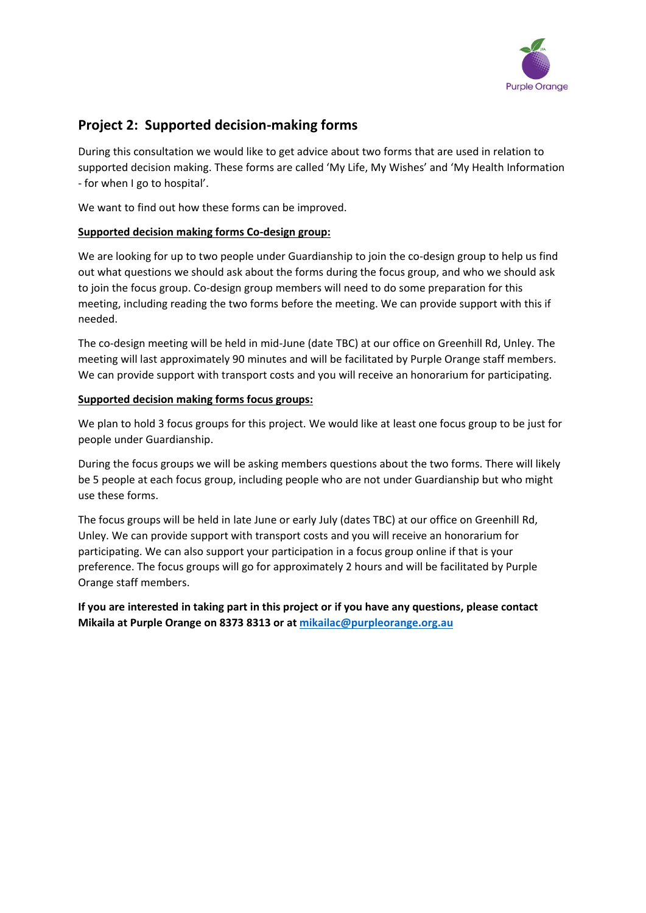## Project 2: Supported decision-making forms

During this consultation we would like to get advice about two forms that are used in relation to supported decision making. These forms are called 'My Life, My Wishes' and 'My Health Information - for when I go to hospital'.

We want to find out how these forms can be improved.

**Supported decision making forms Co-design group:**

We are looking for up to two people under Guardianship to join the co-design group to help us find out what questions we should ask about the forms during the focus group, and who we should ask to join the focus group. Co-design group members will need to do some preparation for this meeting, including reading the two forms before the meeting. We can provide support with this if needed.

The co-design meeting will be held in mid-June (date TBC) at our office on Greenhill Rd, Unley. The meeting will last approximately 90 minutes and will be facilitated by Purple Orange staff members. We can provide support with transport costs and you will receive an honorarium for participating.

**Supported decision making forms focus groups:**

We plan to hold 3 focus groups for this project. We would like at least one focus group to be just for people under Guardianship.

During the focus groups we will be asking members questions about the two forms. There will likely be 5 people at each focus group, including people who are not under Guardianship but who might use these forms.

The focus groups will be held in late June or early July (dates TBC) at our office on Greenhill Rd, Unley. We can provide support with transport costs and you will receive an honorarium for participating. We can also support your participation in a focus group online if that is your preference. The focus groups will go for approximately 2 hours and will be facilitated by Purple Orange staff members.

**If you are interested in taking part in this project or if you have any questions, please contact Mikaila at Purple Orange on 8373 8313 or at mikailac@purpleorange.org.au**